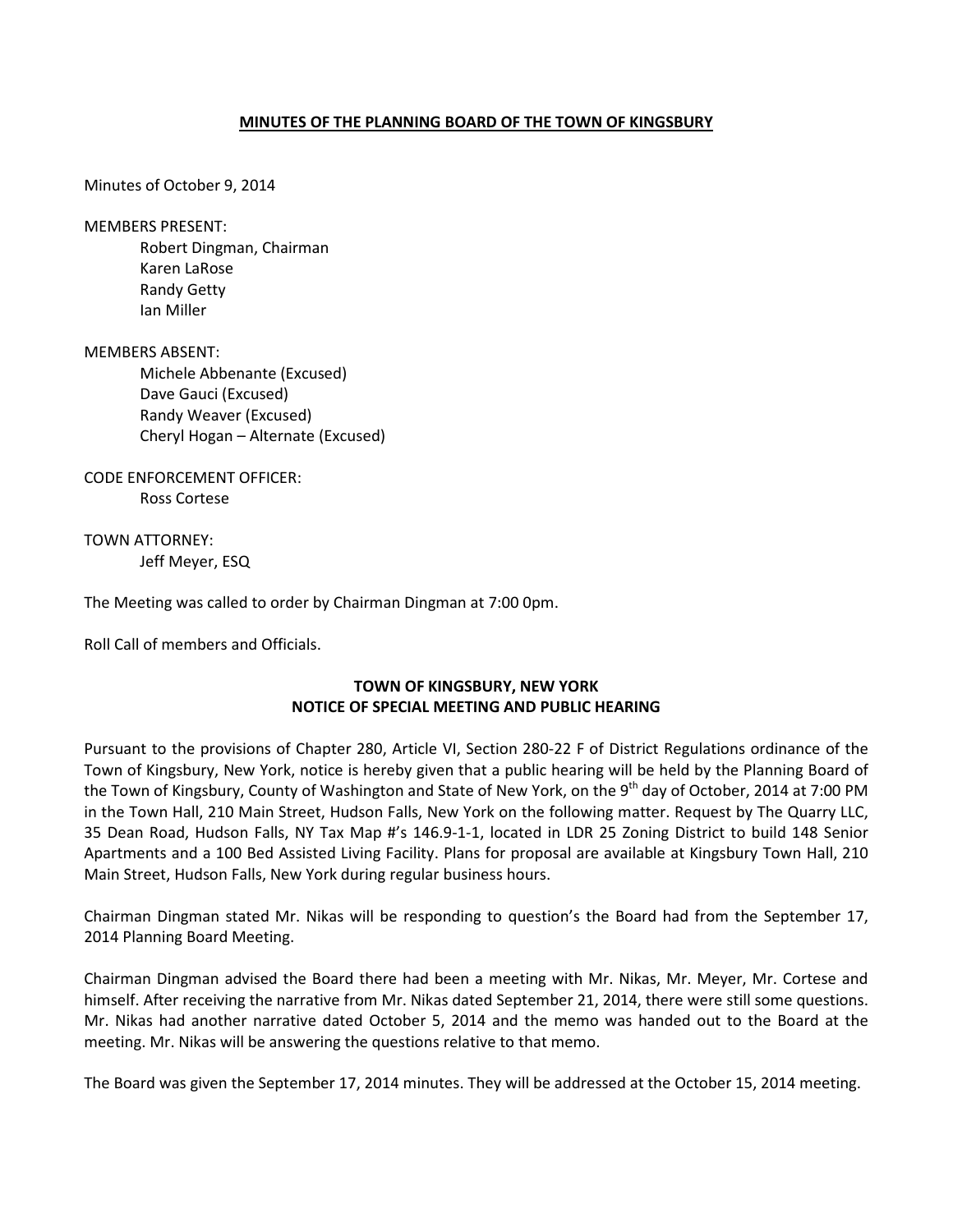**MINUTES OF THE PLANNING BOARD OF THE TOWN OF KINGSBURY**

Minutes of October 9, 2014

MEMBERS PRESENT:
- Robert Dingman, Chairman
- Karen LaRose
- Randy Getty
- Ian Miller

MEMBERS ABSENT:
- Michele Abbenante (Excused)
- Dave Gauci (Excused)
- Randy Weaver (Excused)
- Cheryl Hogan – Alternate (Excused)

CODE ENFORCEMENT OFFICER:
- Ross Cortese

TOWN ATTORNEY:
- Jeff Meyer, ESQ

The Meeting was called to order by Chairman Dingman at 7:00 0pm.

Roll Call of members and Officials.

**TOWN OF KINGSBURY, NEW YORK**
**NOTICE OF SPECIAL MEETING AND PUBLIC HEARING**

Pursuant to the provisions of Chapter 280, Article VI, Section 280-22 F of District Regulations ordinance of the Town of Kingsbury, New York, notice is hereby given that a public hearing will be held by the Planning Board of the Town of Kingsbury, County of Washington and State of New York, on the 9th day of October, 2014 at 7:00 PM in the Town Hall, 210 Main Street, Hudson Falls, New York on the following matter. Request by The Quarry LLC, 35 Dean Road, Hudson Falls, NY Tax Map #'s 146.9-1-1, located in LDR 25 Zoning District to build 148 Senior Apartments and a 100 Bed Assisted Living Facility. Plans for proposal are available at Kingsbury Town Hall, 210 Main Street, Hudson Falls, New York during regular business hours.

Chairman Dingman stated Mr. Nikas will be responding to question's the Board had from the September 17, 2014 Planning Board Meeting.

Chairman Dingman advised the Board there had been a meeting with Mr. Nikas, Mr. Meyer, Mr. Cortese and himself. After receiving the narrative from Mr. Nikas dated September 21, 2014, there were still some questions. Mr. Nikas had another narrative dated October 5, 2014 and the memo was handed out to the Board at the meeting. Mr. Nikas will be answering the questions relative to that memo.

The Board was given the September 17, 2014 minutes. They will be addressed at the October 15, 2014 meeting.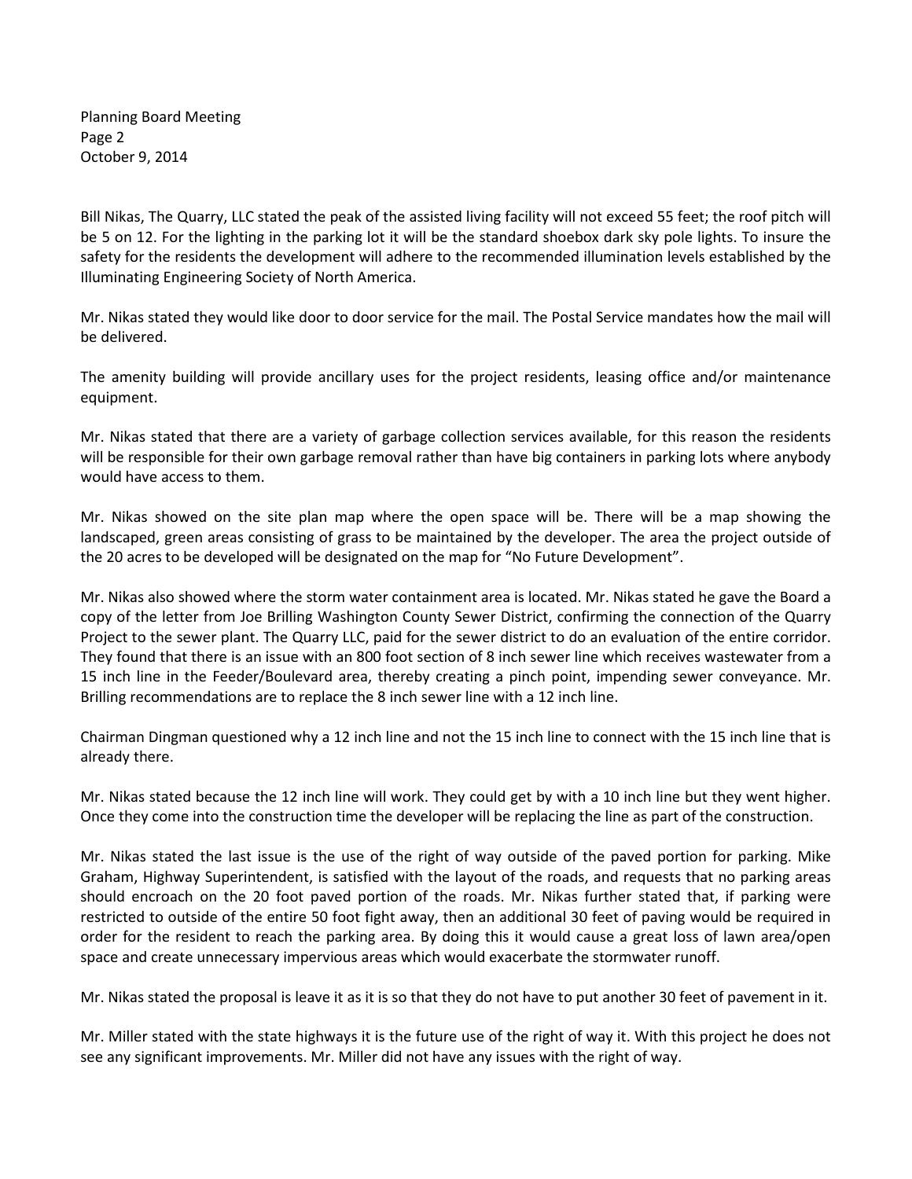Bill Nikas, The Quarry, LLC stated the peak of the assisted living facility will not exceed 55 feet; the roof pitch will be 5 on 12. For the lighting in the parking lot it will be the standard shoebox dark sky pole lights. To insure the safety for the residents the development will adhere to the recommended illumination levels established by the Illuminating Engineering Society of North America.

Mr. Nikas stated they would like door to door service for the mail. The Postal Service mandates how the mail will be delivered.

The amenity building will provide ancillary uses for the project residents, leasing office and/or maintenance equipment.

Mr. Nikas stated that there are a variety of garbage collection services available, for this reason the residents will be responsible for their own garbage removal rather than have big containers in parking lots where anybody would have access to them.

Mr. Nikas showed on the site plan map where the open space will be. There will be a map showing the landscaped, green areas consisting of grass to be maintained by the developer. The area the project outside of the 20 acres to be developed will be designated on the map for "No Future Development".

Mr. Nikas also showed where the storm water containment area is located. Mr. Nikas stated he gave the Board a copy of the letter from Joe Brilling Washington County Sewer District, confirming the connection of the Quarry Project to the sewer plant. The Quarry LLC, paid for the sewer district to do an evaluation of the entire corridor. They found that there is an issue with an 800 foot section of 8 inch sewer line which receives wastewater from a 15 inch line in the Feeder/Boulevard area, thereby creating a pinch point, impending sewer conveyance. Mr. Brilling recommendations are to replace the 8 inch sewer line with a 12 inch line.

Chairman Dingman questioned why a 12 inch line and not the 15 inch line to connect with the 15 inch line that is already there.

Mr. Nikas stated because the 12 inch line will work. They could get by with a 10 inch line but they went higher. Once they come into the construction time the developer will be replacing the line as part of the construction.

Mr. Nikas stated the last issue is the use of the right of way outside of the paved portion for parking. Mike Graham, Highway Superintendent, is satisfied with the layout of the roads, and requests that no parking areas should encroach on the 20 foot paved portion of the roads. Mr. Nikas further stated that, if parking were restricted to outside of the entire 50 foot fight away, then an additional 30 feet of paving would be required in order for the resident to reach the parking area. By doing this it would cause a great loss of lawn area/open space and create unnecessary impervious areas which would exacerbate the stormwater runoff.

Mr. Nikas stated the proposal is leave it as it is so that they do not have to put another 30 feet of pavement in it.

Mr. Miller stated with the state highways it is the future use of the right of way it. With this project he does not see any significant improvements. Mr. Miller did not have any issues with the right of way.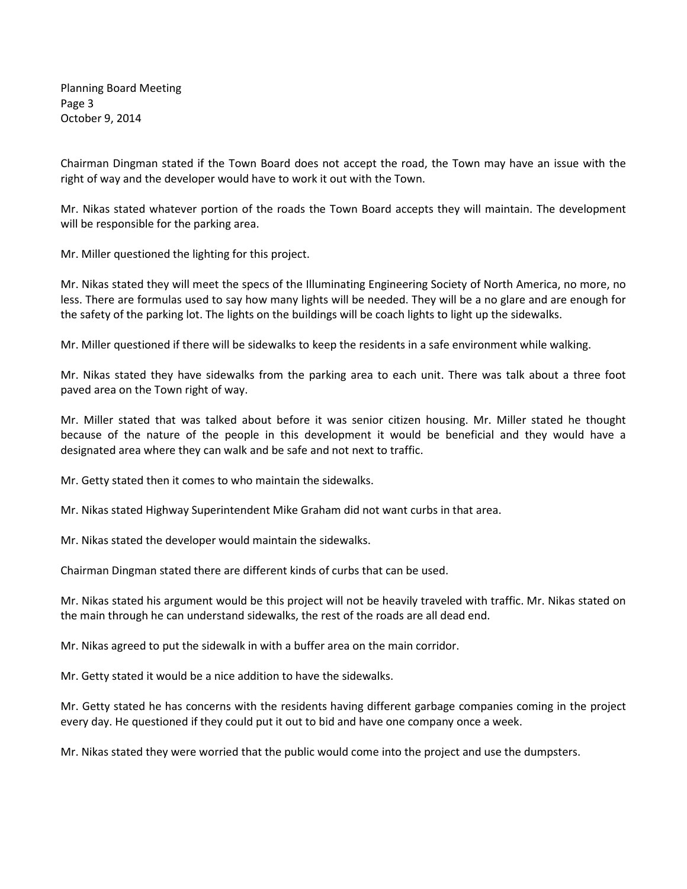Chairman Dingman stated if the Town Board does not accept the road, the Town may have an issue with the right of way and the developer would have to work it out with the Town.

Mr. Nikas stated whatever portion of the roads the Town Board accepts they will maintain. The development will be responsible for the parking area.

Mr. Miller questioned the lighting for this project.

Mr. Nikas stated they will meet the specs of the Illuminating Engineering Society of North America, no more, no less. There are formulas used to say how many lights will be needed. They will be a no glare and are enough for the safety of the parking lot. The lights on the buildings will be coach lights to light up the sidewalks.

Mr. Miller questioned if there will be sidewalks to keep the residents in a safe environment while walking.

Mr. Nikas stated they have sidewalks from the parking area to each unit. There was talk about a three foot paved area on the Town right of way.

Mr. Miller stated that was talked about before it was senior citizen housing. Mr. Miller stated he thought because of the nature of the people in this development it would be beneficial and they would have a designated area where they can walk and be safe and not next to traffic.

Mr. Getty stated then it comes to who maintain the sidewalks.

Mr. Nikas stated Highway Superintendent Mike Graham did not want curbs in that area.

Mr. Nikas stated the developer would maintain the sidewalks.

Chairman Dingman stated there are different kinds of curbs that can be used.

Mr. Nikas stated his argument would be this project will not be heavily traveled with traffic. Mr. Nikas stated on the main through he can understand sidewalks, the rest of the roads are all dead end.

Mr. Nikas agreed to put the sidewalk in with a buffer area on the main corridor.

Mr. Getty stated it would be a nice addition to have the sidewalks.

Mr. Getty stated he has concerns with the residents having different garbage companies coming in the project every day. He questioned if they could put it out to bid and have one company once a week.

Mr. Nikas stated they were worried that the public would come into the project and use the dumpsters.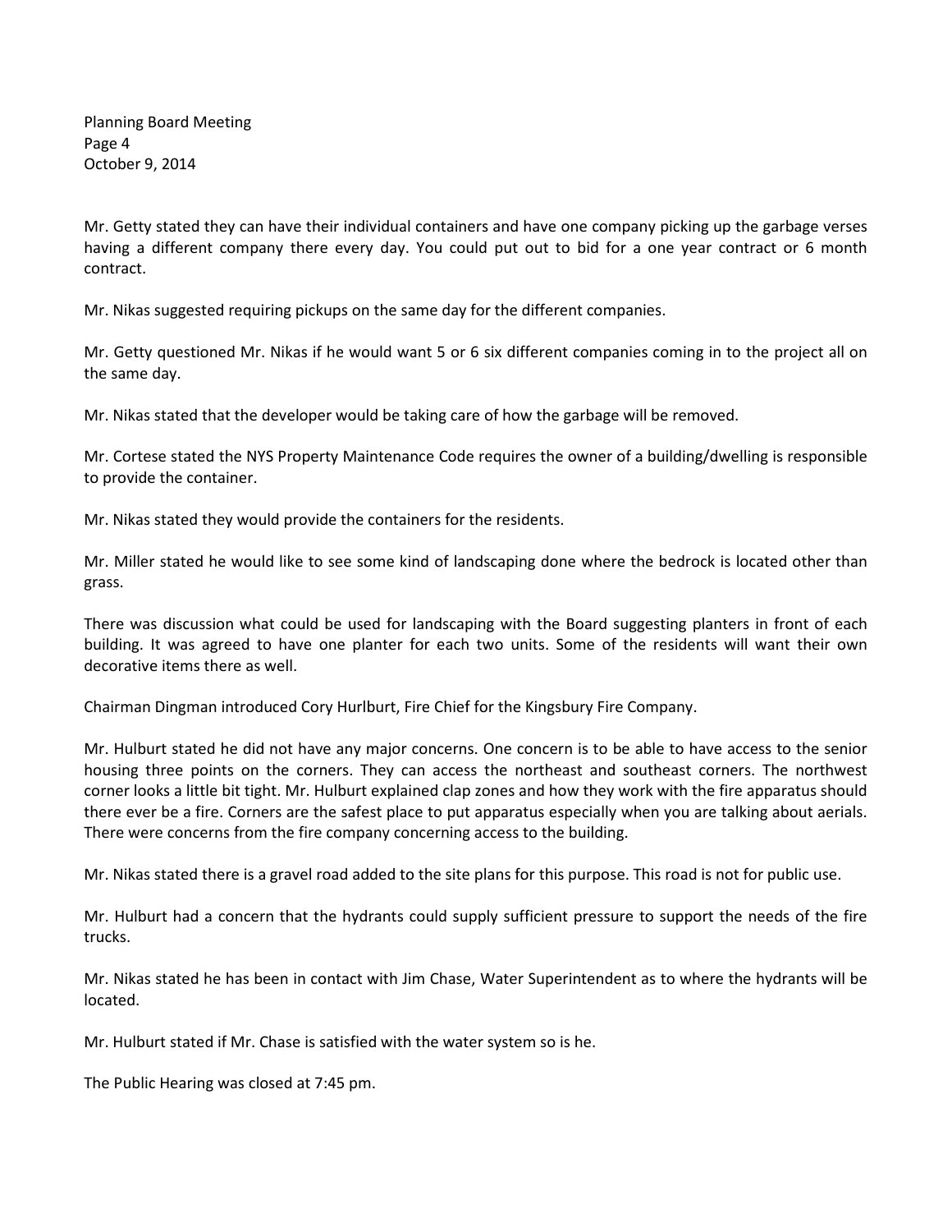Mr. Getty stated they can have their individual containers and have one company picking up the garbage verses having a different company there every day. You could put out to bid for a one year contract or 6 month contract.

Mr. Nikas suggested requiring pickups on the same day for the different companies.

Mr. Getty questioned Mr. Nikas if he would want 5 or 6 six different companies coming in to the project all on the same day.

Mr. Nikas stated that the developer would be taking care of how the garbage will be removed.

Mr. Cortese stated the NYS Property Maintenance Code requires the owner of a building/dwelling is responsible to provide the container.

Mr. Nikas stated they would provide the containers for the residents.

Mr. Miller stated he would like to see some kind of landscaping done where the bedrock is located other than grass.

There was discussion what could be used for landscaping with the Board suggesting planters in front of each building. It was agreed to have one planter for each two units. Some of the residents will want their own decorative items there as well.

Chairman Dingman introduced Cory Hurlburt, Fire Chief for the Kingsbury Fire Company.

Mr. Hulburt stated he did not have any major concerns. One concern is to be able to have access to the senior housing three points on the corners. They can access the northeast and southeast corners. The northwest corner looks a little bit tight. Mr. Hulburt explained clap zones and how they work with the fire apparatus should there ever be a fire. Corners are the safest place to put apparatus especially when you are talking about aerials. There were concerns from the fire company concerning access to the building.

Mr. Nikas stated there is a gravel road added to the site plans for this purpose. This road is not for public use.

Mr. Hulburt had a concern that the hydrants could supply sufficient pressure to support the needs of the fire trucks.

Mr. Nikas stated he has been in contact with Jim Chase, Water Superintendent as to where the hydrants will be located.

Mr. Hulburt stated if Mr. Chase is satisfied with the water system so is he.

The Public Hearing was closed at 7:45 pm.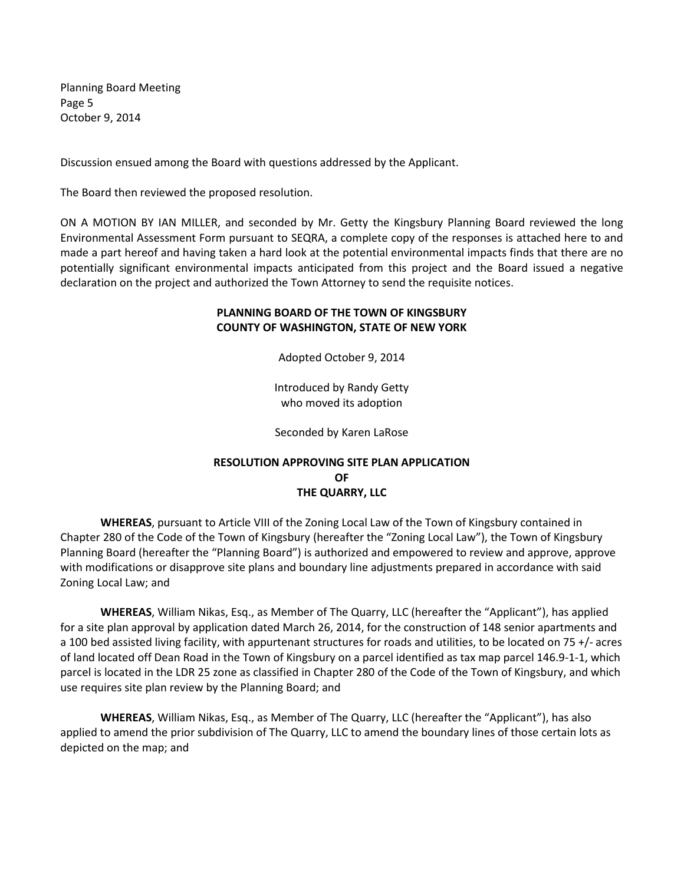Discussion ensued among the Board with questions addressed by the Applicant.

The Board then reviewed the proposed resolution.

ON A MOTION BY IAN MILLER, and seconded by Mr. Getty the Kingsbury Planning Board reviewed the long Environmental Assessment Form pursuant to SEQRA, a complete copy of the responses is attached here to and made a part hereof and having taken a hard look at the potential environmental impacts finds that there are no potentially significant environmental impacts anticipated from this project and the Board issued a negative declaration on the project and authorized the Town Attorney to send the requisite notices.

**PLANNING BOARD OF THE TOWN OF KINGSBURY**
**COUNTY OF WASHINGTON, STATE OF NEW YORK**

Adopted October 9, 2014

Introduced by Randy Getty
who moved its adoption

Seconded by Karen LaRose

**RESOLUTION APPROVING SITE PLAN APPLICATION**
**OF**
**THE QUARRY, LLC**

**WHEREAS**, pursuant to Article VIII of the Zoning Local Law of the Town of Kingsbury contained in Chapter 280 of the Code of the Town of Kingsbury (hereafter the "Zoning Local Law"), the Town of Kingsbury Planning Board (hereafter the "Planning Board") is authorized and empowered to review and approve, approve with modifications or disapprove site plans and boundary line adjustments prepared in accordance with said Zoning Local Law; and

**WHEREAS**, William Nikas, Esq., as Member of The Quarry, LLC (hereafter the "Applicant"), has applied for a site plan approval by application dated March 26, 2014, for the construction of 148 senior apartments and a 100 bed assisted living facility, with appurtenant structures for roads and utilities, to be located on 75 +/- acres of land located off Dean Road in the Town of Kingsbury on a parcel identified as tax map parcel 146.9-1-1, which parcel is located in the LDR 25 zone as classified in Chapter 280 of the Code of the Town of Kingsbury, and which use requires site plan review by the Planning Board; and

**WHEREAS**, William Nikas, Esq., as Member of The Quarry, LLC (hereafter the "Applicant"), has also applied to amend the prior subdivision of The Quarry, LLC to amend the boundary lines of those certain lots as depicted on the map; and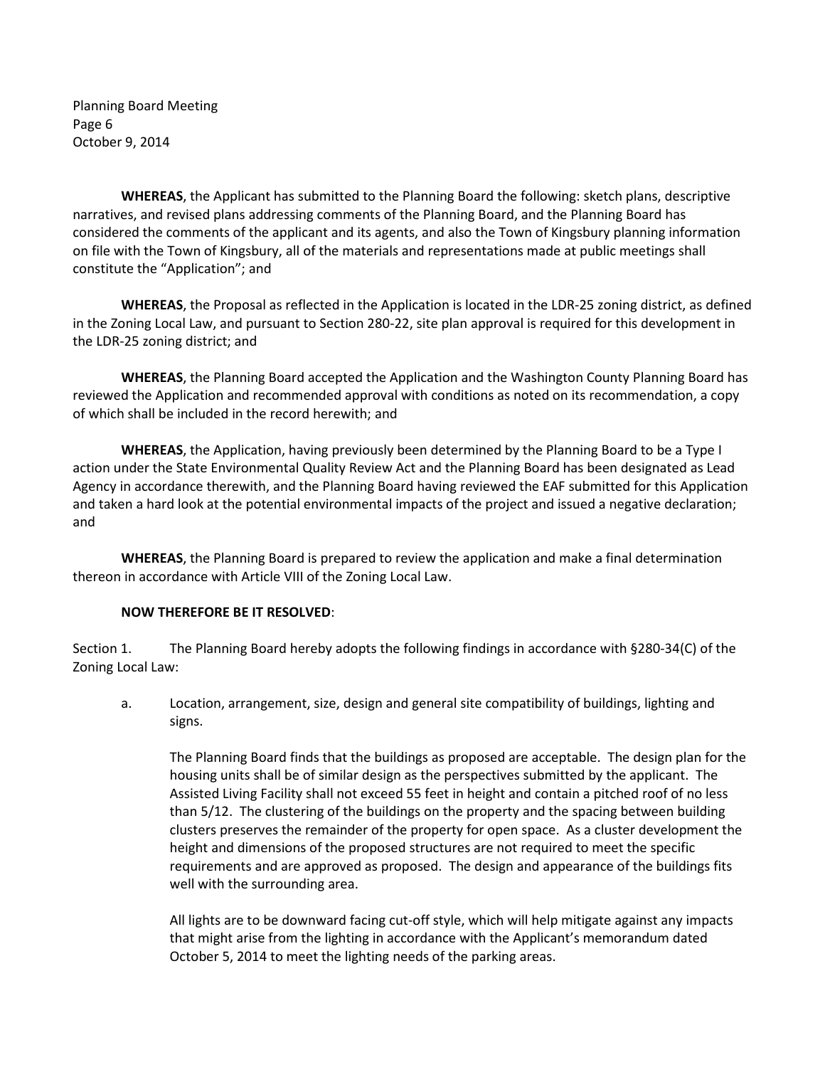**WHEREAS**, the Applicant has submitted to the Planning Board the following: sketch plans, descriptive narratives, and revised plans addressing comments of the Planning Board, and the Planning Board has considered the comments of the applicant and its agents, and also the Town of Kingsbury planning information on file with the Town of Kingsbury, all of the materials and representations made at public meetings shall constitute the "Application"; and

**WHEREAS**, the Proposal as reflected in the Application is located in the LDR-25 zoning district, as defined in the Zoning Local Law, and pursuant to Section 280-22, site plan approval is required for this development in the LDR-25 zoning district; and

**WHEREAS**, the Planning Board accepted the Application and the Washington County Planning Board has reviewed the Application and recommended approval with conditions as noted on its recommendation, a copy of which shall be included in the record herewith; and

**WHEREAS**, the Application, having previously been determined by the Planning Board to be a Type I action under the State Environmental Quality Review Act and the Planning Board has been designated as Lead Agency in accordance therewith, and the Planning Board having reviewed the EAF submitted for this Application and taken a hard look at the potential environmental impacts of the project and issued a negative declaration; and

**WHEREAS**, the Planning Board is prepared to review the application and make a final determination thereon in accordance with Article VIII of the Zoning Local Law.

**NOW THEREFORE BE IT RESOLVED**:

Section 1. The Planning Board hereby adopts the following findings in accordance with §280-34(C) of the Zoning Local Law:

a. Location, arrangement, size, design and general site compatibility of buildings, lighting and signs.

   The Planning Board finds that the buildings as proposed are acceptable. The design plan for the housing units shall be of similar design as the perspectives submitted by the applicant. The Assisted Living Facility shall not exceed 55 feet in height and contain a pitched roof of no less than 5/12. The clustering of the buildings on the property and the spacing between building clusters preserves the remainder of the property for open space. As a cluster development the height and dimensions of the proposed structures are not required to meet the specific requirements and are approved as proposed. The design and appearance of the buildings fits well with the surrounding area.

   All lights are to be downward facing cut-off style, which will help mitigate against any impacts that might arise from the lighting in accordance with the Applicant's memorandum dated October 5, 2014 to meet the lighting needs of the parking areas.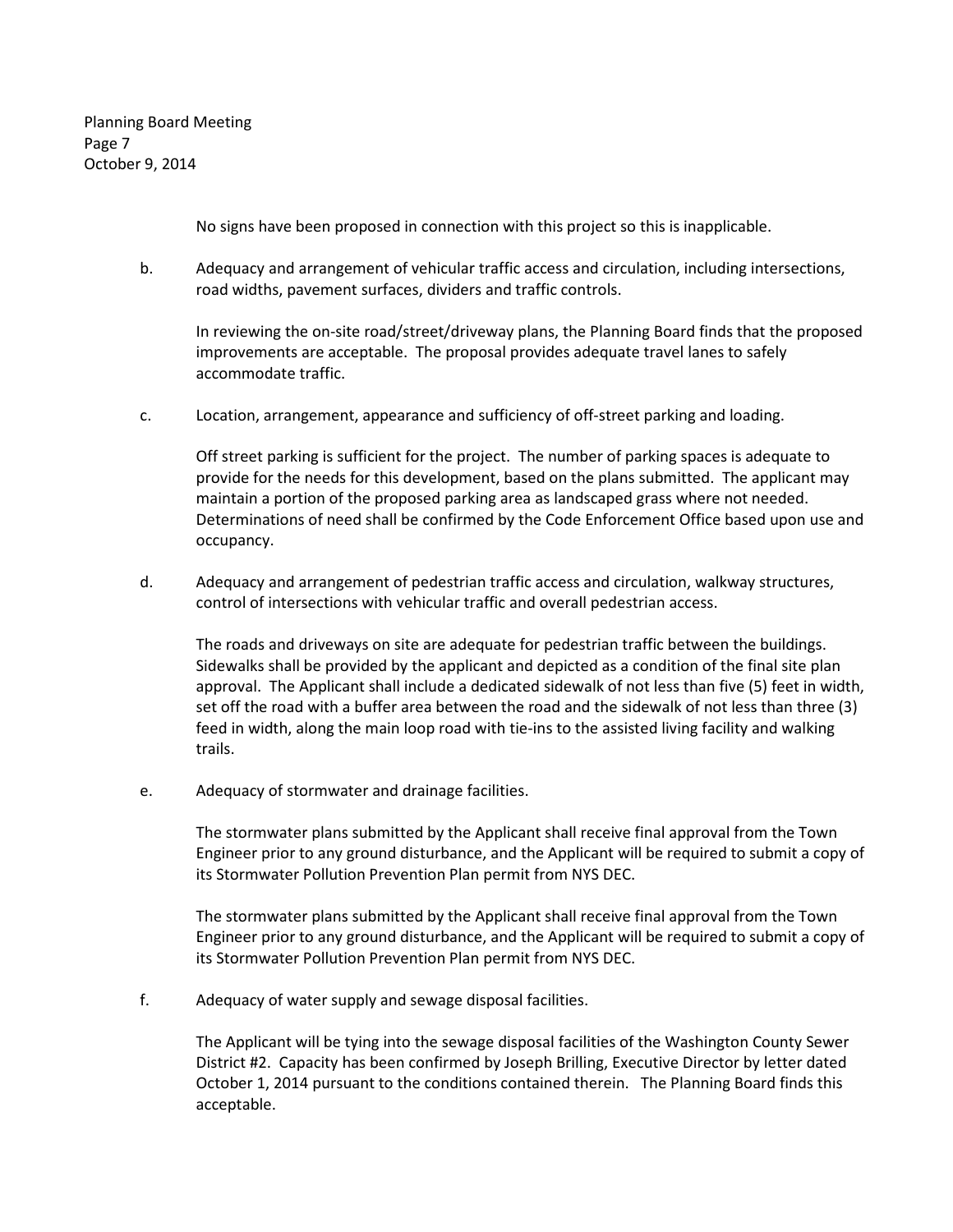No signs have been proposed in connection with this project so this is inapplicable.

b. Adequacy and arrangement of vehicular traffic access and circulation, including intersections, road widths, pavement surfaces, dividers and traffic controls.

In reviewing the on-site road/street/driveway plans, the Planning Board finds that the proposed improvements are acceptable. The proposal provides adequate travel lanes to safely accommodate traffic.

c. Location, arrangement, appearance and sufficiency of off-street parking and loading.

Off street parking is sufficient for the project. The number of parking spaces is adequate to provide for the needs for this development, based on the plans submitted. The applicant may maintain a portion of the proposed parking area as landscaped grass where not needed. Determinations of need shall be confirmed by the Code Enforcement Office based upon use and occupancy.

d. Adequacy and arrangement of pedestrian traffic access and circulation, walkway structures, control of intersections with vehicular traffic and overall pedestrian access.

The roads and driveways on site are adequate for pedestrian traffic between the buildings. Sidewalks shall be provided by the applicant and depicted as a condition of the final site plan approval. The Applicant shall include a dedicated sidewalk of not less than five (5) feet in width, set off the road with a buffer area between the road and the sidewalk of not less than three (3) feed in width, along the main loop road with tie-ins to the assisted living facility and walking trails.

e. Adequacy of stormwater and drainage facilities.

The stormwater plans submitted by the Applicant shall receive final approval from the Town Engineer prior to any ground disturbance, and the Applicant will be required to submit a copy of its Stormwater Pollution Prevention Plan permit from NYS DEC.

The stormwater plans submitted by the Applicant shall receive final approval from the Town Engineer prior to any ground disturbance, and the Applicant will be required to submit a copy of its Stormwater Pollution Prevention Plan permit from NYS DEC.

f. Adequacy of water supply and sewage disposal facilities.

The Applicant will be tying into the sewage disposal facilities of the Washington County Sewer District #2. Capacity has been confirmed by Joseph Brilling, Executive Director by letter dated October 1, 2014 pursuant to the conditions contained therein. The Planning Board finds this acceptable.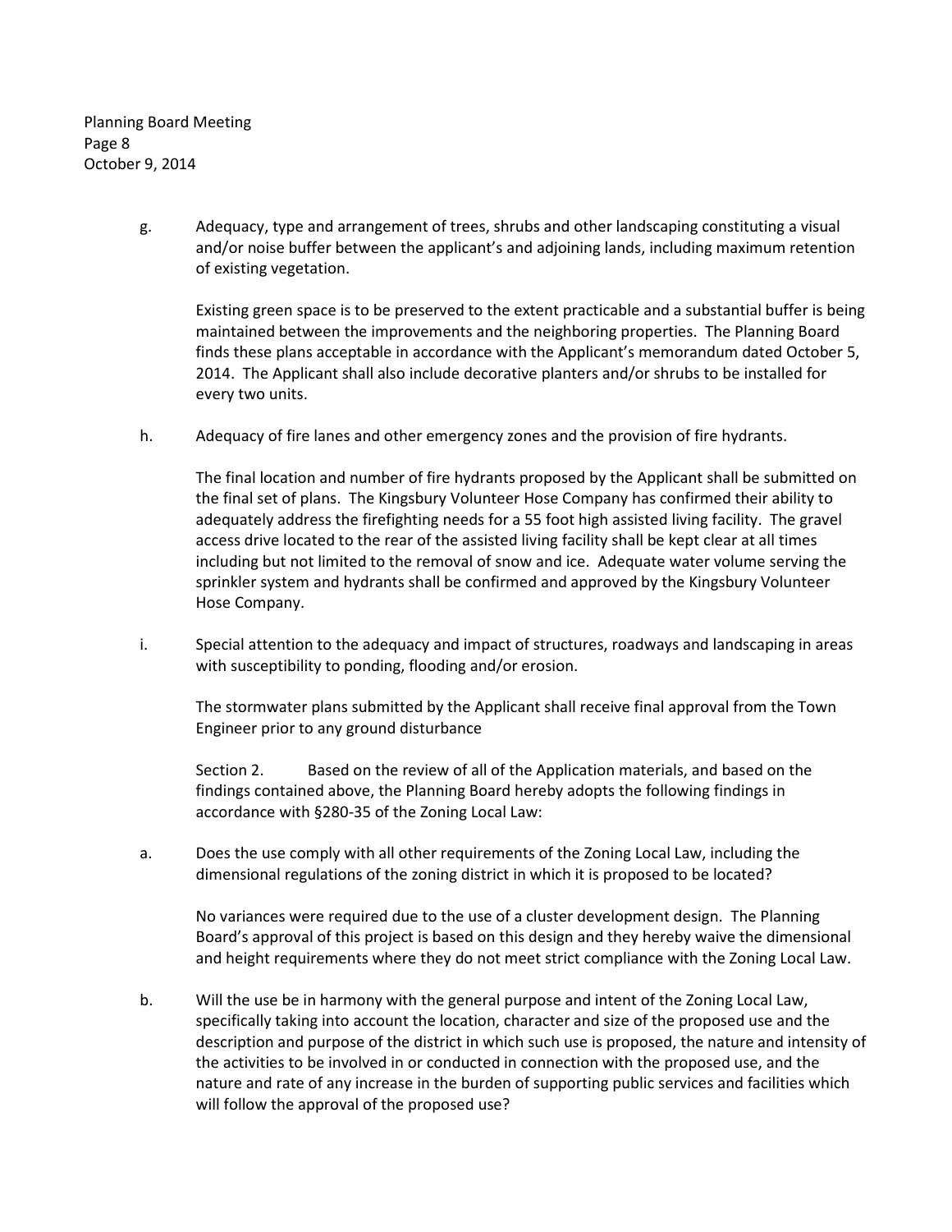g. Adequacy, type and arrangement of trees, shrubs and other landscaping constituting a visual and/or noise buffer between the applicant's and adjoining lands, including maximum retention of existing vegetation.

   Existing green space is to be preserved to the extent practicable and a substantial buffer is being maintained between the improvements and the neighboring properties. The Planning Board finds these plans acceptable in accordance with the Applicant's memorandum dated October 5, 2014. The Applicant shall also include decorative planters and/or shrubs to be installed for every two units.

h. Adequacy of fire lanes and other emergency zones and the provision of fire hydrants.

   The final location and number of fire hydrants proposed by the Applicant shall be submitted on the final set of plans. The Kingsbury Volunteer Hose Company has confirmed their ability to adequately address the firefighting needs for a 55 foot high assisted living facility. The gravel access drive located to the rear of the assisted living facility shall be kept clear at all times including but not limited to the removal of snow and ice. Adequate water volume serving the sprinkler system and hydrants shall be confirmed and approved by the Kingsbury Volunteer Hose Company.

i. Special attention to the adequacy and impact of structures, roadways and landscaping in areas with susceptibility to ponding, flooding and/or erosion.

   The stormwater plans submitted by the Applicant shall receive final approval from the Town Engineer prior to any ground disturbance

Section 2. Based on the review of all of the Application materials, and based on the findings contained above, the Planning Board hereby adopts the following findings in accordance with §280-35 of the Zoning Local Law:

a. Does the use comply with all other requirements of the Zoning Local Law, including the dimensional regulations of the zoning district in which it is proposed to be located?

   No variances were required due to the use of a cluster development design. The Planning Board's approval of this project is based on this design and they hereby waive the dimensional and height requirements where they do not meet strict compliance with the Zoning Local Law.

b. Will the use be in harmony with the general purpose and intent of the Zoning Local Law, specifically taking into account the location, character and size of the proposed use and the description and purpose of the district in which such use is proposed, the nature and intensity of the activities to be involved in or conducted in connection with the proposed use, and the nature and rate of any increase in the burden of supporting public services and facilities which will follow the approval of the proposed use?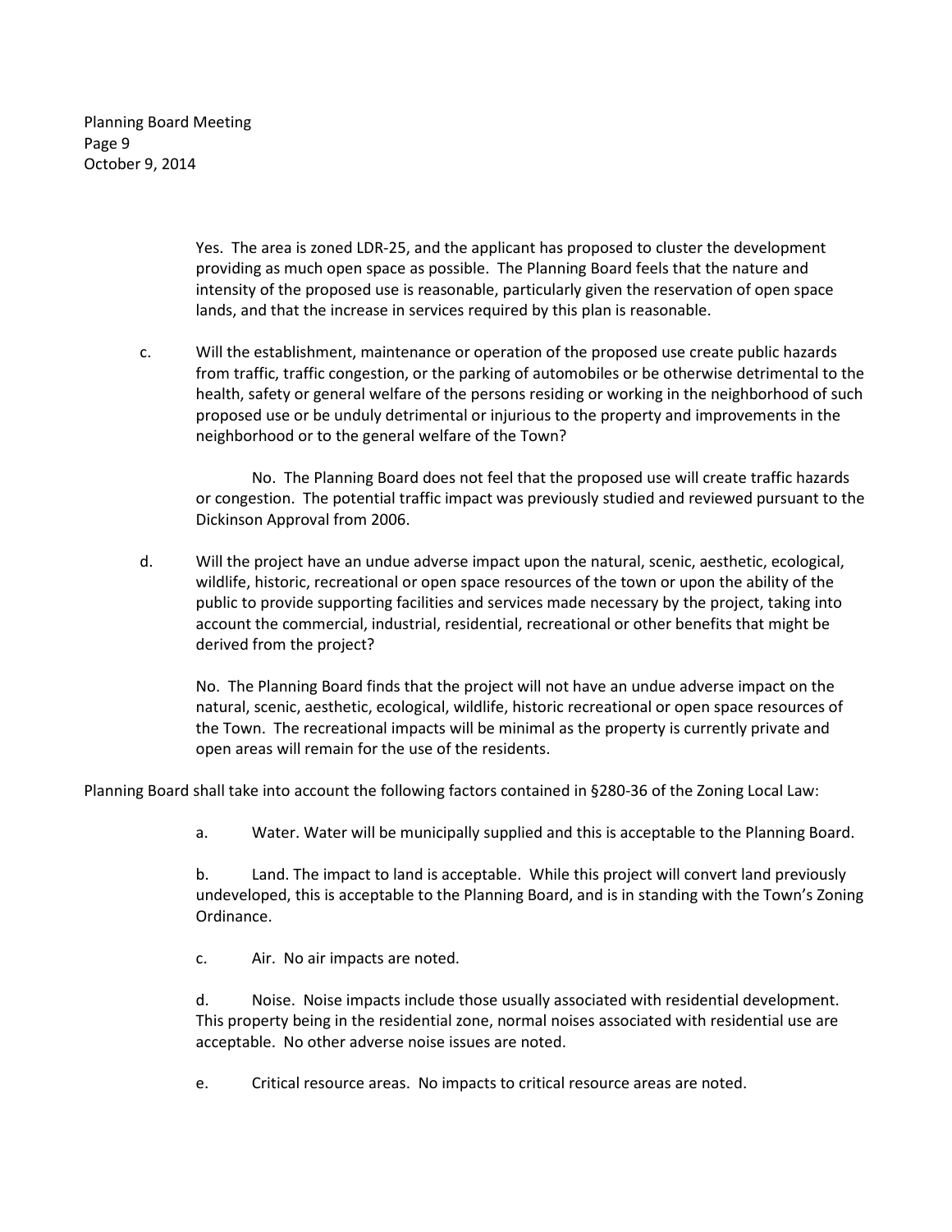Yes. The area is zoned LDR-25, and the applicant has proposed to cluster the development providing as much open space as possible. The Planning Board feels that the nature and intensity of the proposed use is reasonable, particularly given the reservation of open space lands, and that the increase in services required by this plan is reasonable.

c. Will the establishment, maintenance or operation of the proposed use create public hazards from traffic, traffic congestion, or the parking of automobiles or be otherwise detrimental to the health, safety or general welfare of the persons residing or working in the neighborhood of such proposed use or be unduly detrimental or injurious to the property and improvements in the neighborhood or to the general welfare of the Town?

No. The Planning Board does not feel that the proposed use will create traffic hazards or congestion. The potential traffic impact was previously studied and reviewed pursuant to the Dickinson Approval from 2006.

d. Will the project have an undue adverse impact upon the natural, scenic, aesthetic, ecological, wildlife, historic, recreational or open space resources of the town or upon the ability of the public to provide supporting facilities and services made necessary by the project, taking into account the commercial, industrial, residential, recreational or other benefits that might be derived from the project?

No. The Planning Board finds that the project will not have an undue adverse impact on the natural, scenic, aesthetic, ecological, wildlife, historic recreational or open space resources of the Town. The recreational impacts will be minimal as the property is currently private and open areas will remain for the use of the residents.

Planning Board shall take into account the following factors contained in §280-36 of the Zoning Local Law:

a. Water. Water will be municipally supplied and this is acceptable to the Planning Board.

b. Land. The impact to land is acceptable. While this project will convert land previously undeveloped, this is acceptable to the Planning Board, and is in standing with the Town's Zoning Ordinance.

c. Air. No air impacts are noted.

d. Noise. Noise impacts include those usually associated with residential development. This property being in the residential zone, normal noises associated with residential use are acceptable. No other adverse noise issues are noted.

e. Critical resource areas. No impacts to critical resource areas are noted.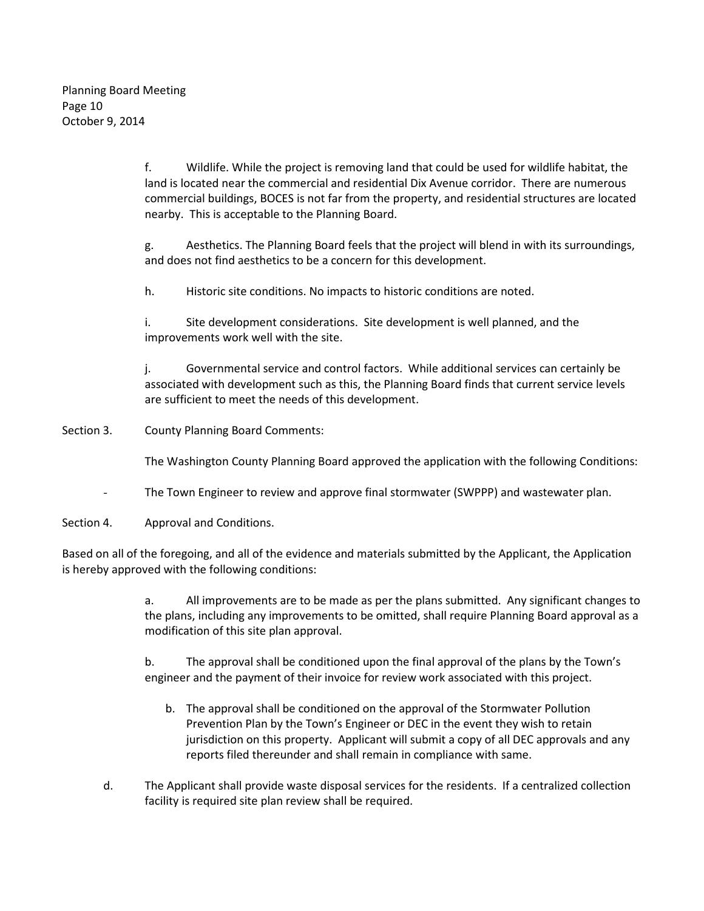f. Wildlife. While the project is removing land that could be used for wildlife habitat, the land is located near the commercial and residential Dix Avenue corridor. There are numerous commercial buildings, BOCES is not far from the property, and residential structures are located nearby. This is acceptable to the Planning Board.

g. Aesthetics. The Planning Board feels that the project will blend in with its surroundings, and does not find aesthetics to be a concern for this development.

h. Historic site conditions. No impacts to historic conditions are noted.

i. Site development considerations. Site development is well planned, and the improvements work well with the site.

j. Governmental service and control factors. While additional services can certainly be associated with development such as this, the Planning Board finds that current service levels are sufficient to meet the needs of this development.

Section 3. County Planning Board Comments:

The Washington County Planning Board approved the application with the following Conditions:

- The Town Engineer to review and approve final stormwater (SWPPP) and wastewater plan.

Section 4. Approval and Conditions.

Based on all of the foregoing, and all of the evidence and materials submitted by the Applicant, the Application is hereby approved with the following conditions:

a. All improvements are to be made as per the plans submitted. Any significant changes to the plans, including any improvements to be omitted, shall require Planning Board approval as a modification of this site plan approval.

b. The approval shall be conditioned upon the final approval of the plans by the Town's engineer and the payment of their invoice for review work associated with this project.

b. The approval shall be conditioned on the approval of the Stormwater Pollution Prevention Plan by the Town's Engineer or DEC in the event they wish to retain jurisdiction on this property. Applicant will submit a copy of all DEC approvals and any reports filed thereunder and shall remain in compliance with same.

d. The Applicant shall provide waste disposal services for the residents. If a centralized collection facility is required site plan review shall be required.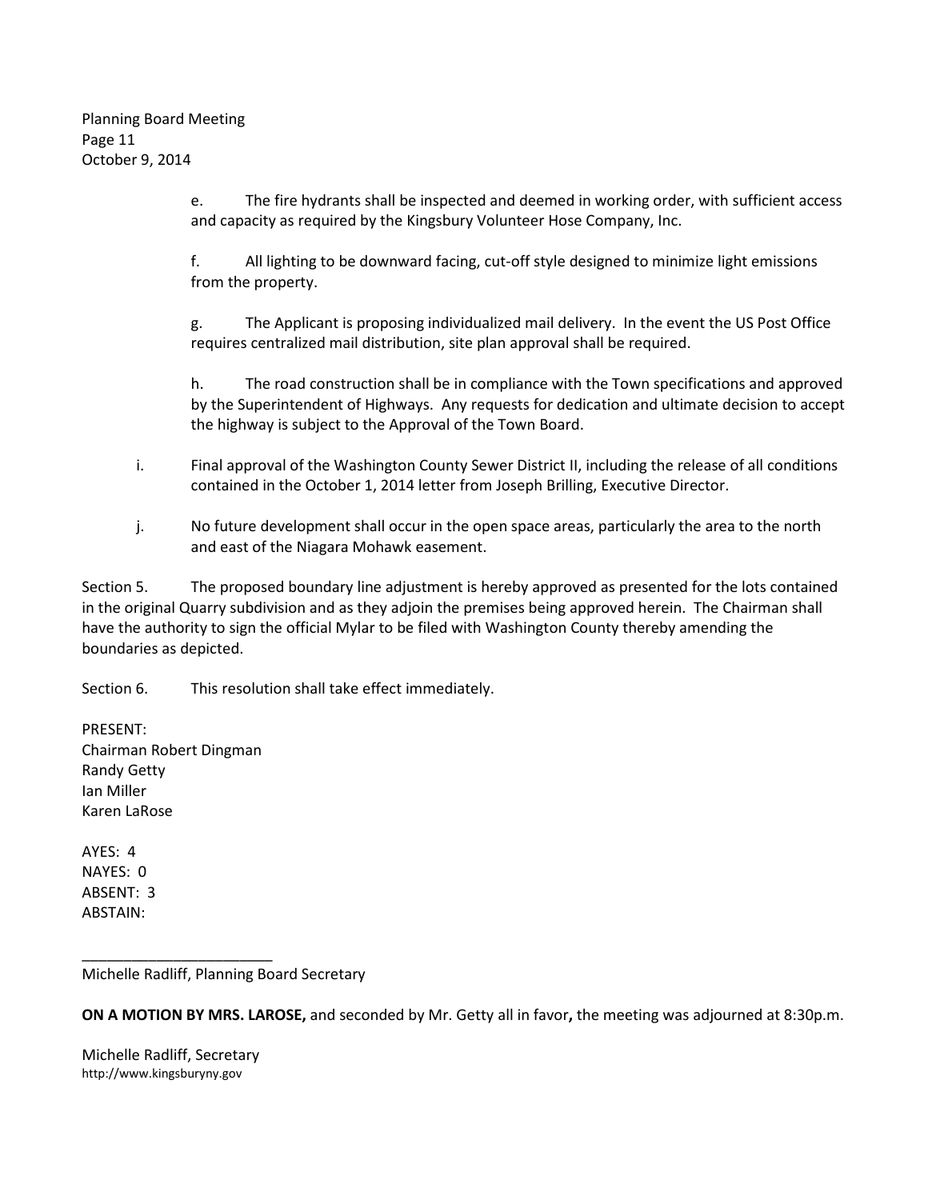e. The fire hydrants shall be inspected and deemed in working order, with sufficient access and capacity as required by the Kingsbury Volunteer Hose Company, Inc.

f. All lighting to be downward facing, cut-off style designed to minimize light emissions from the property.

g. The Applicant is proposing individualized mail delivery. In the event the US Post Office requires centralized mail distribution, site plan approval shall be required.

h. The road construction shall be in compliance with the Town specifications and approved by the Superintendent of Highways. Any requests for dedication and ultimate decision to accept the highway is subject to the Approval of the Town Board.

i. Final approval of the Washington County Sewer District II, including the release of all conditions contained in the October 1, 2014 letter from Joseph Brilling, Executive Director.

j. No future development shall occur in the open space areas, particularly the area to the north and east of the Niagara Mohawk easement.

Section 5. The proposed boundary line adjustment is hereby approved as presented for the lots contained in the original Quarry subdivision and as they adjoin the premises being approved herein. The Chairman shall have the authority to sign the official Mylar to be filed with Washington County thereby amending the boundaries as depicted.

Section 6. This resolution shall take effect immediately.

PRESENT:
Chairman Robert Dingman
Randy Getty
Ian Miller
Karen LaRose

AYES: 4
NAYES: 0
ABSENT: 3
ABSTAIN:

_______________________
Michelle Radliff, Planning Board Secretary

**ON A MOTION BY MRS. LAROSE,** and seconded by Mr. Getty all in favor**,** the meeting was adjourned at 8:30p.m.

Michelle Radliff, Secretary
http://www.kingsburyny.gov